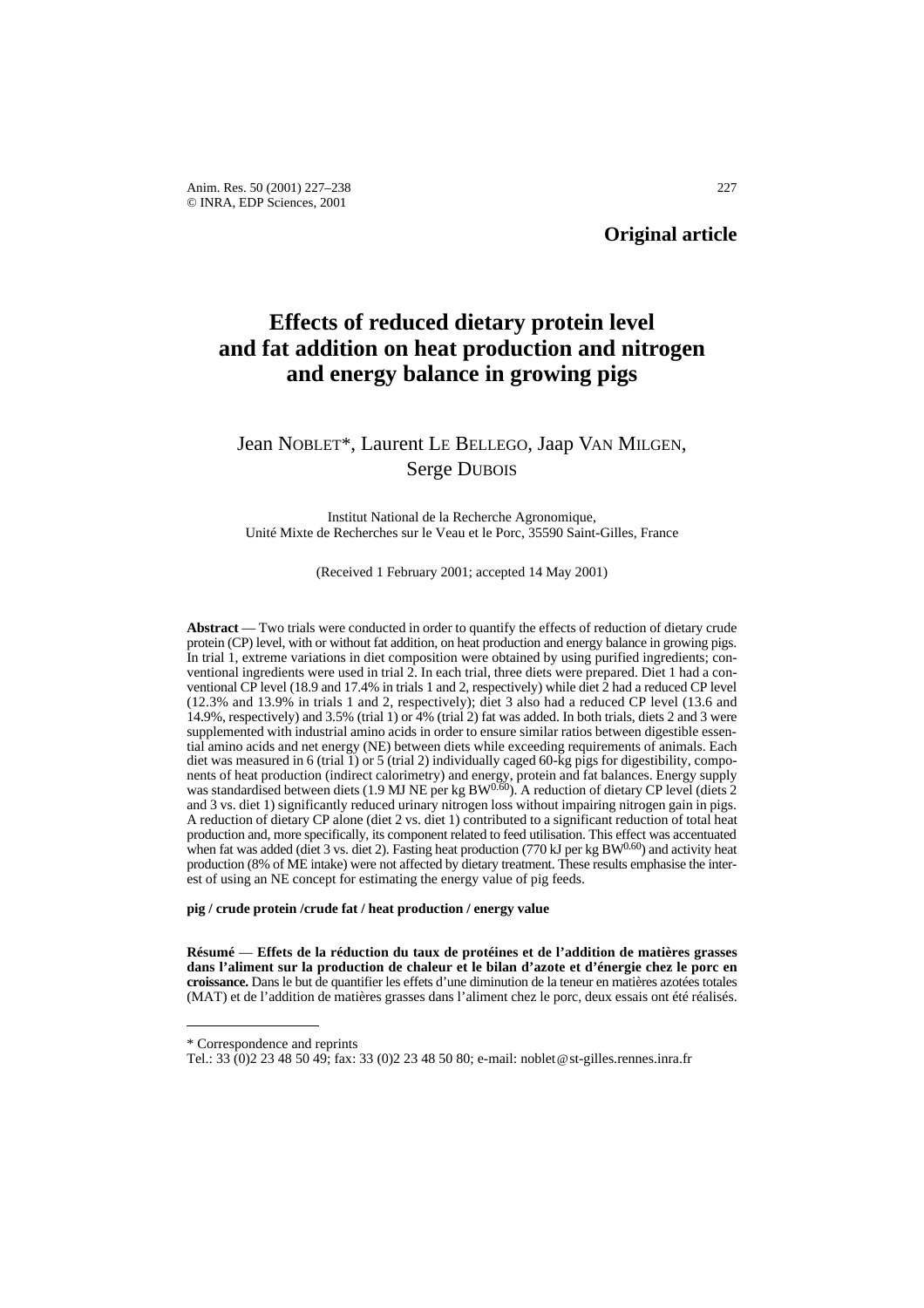**Original article**

# Effects of reduced dietary protein level and fat addition on heat production and nitrogen and energy balance in growing pigs

Jean NOBLET*, Laurent LE BELLEGO, Jaap VAN MILGEN, Serge DUBOIS

Institut National de la Recherche Agronomique,
Unité Mixte de Recherches sur le Veau et le Porc, 35590 Saint-Gilles, France

(Received 1 February 2001; accepted 14 May 2001)

**Abstract** — Two trials were conducted in order to quantify the effects of reduction of dietary crude protein (CP) level, with or without fat addition, on heat production and energy balance in growing pigs. In trial 1, extreme variations in diet composition were obtained by using purified ingredients; conventional ingredients were used in trial 2. In each trial, three diets were prepared. Diet 1 had a conventional CP level (18.9 and 17.4% in trials 1 and 2, respectively) while diet 2 had a reduced CP level (12.3% and 13.9% in trials 1 and 2, respectively); diet 3 also had a reduced CP level (13.6 and 14.9%, respectively) and 3.5% (trial 1) or 4% (trial 2) fat was added. In both trials, diets 2 and 3 were supplemented with industrial amino acids in order to ensure similar ratios between digestible essential amino acids and net energy (NE) between diets while exceeding requirements of animals. Each diet was measured in 6 (trial 1) or 5 (trial 2) individually caged 60-kg pigs for digestibility, components of heat production (indirect calorimetry) and energy, protein and fat balances. Energy supply was standardised between diets (1.9 MJ NE per kg $BW^{0.60}$). A reduction of dietary CP level (diets 2 and 3 vs. diet 1) significantly reduced urinary nitrogen loss without impairing nitrogen gain in pigs. A reduction of dietary CP alone (diet 2 vs. diet 1) contributed to a significant reduction of total heat production and, more specifically, its component related to feed utilisation. This effect was accentuated when fat was added (diet 3 vs. diet 2). Fasting heat production (770 kJ per kg $BW^{0.60}$) and activity heat production (8% of ME intake) were not affected by dietary treatment. These results emphasise the interest of using an NE concept for estimating the energy value of pig feeds.

**pig / crude protein /crude fat / heat production / energy value**

**Résumé** — **Effets de la réduction du taux de protéines et de l'addition de matières grasses dans l'aliment sur la production de chaleur et le bilan d'azote et d'énergie chez le porc en croissance.** Dans le but de quantifier les effets d'une diminution de la teneur en matières azotées totales (MAT) et de l'addition de matières grasses dans l'aliment chez le porc, deux essais ont été réalisés.

---

* Correspondence and reprints
Tel.: 33 (0)2 23 48 50 49; fax: 33 (0)2 23 48 50 80; e-mail: noblet@st-gilles.rennes.inra.fr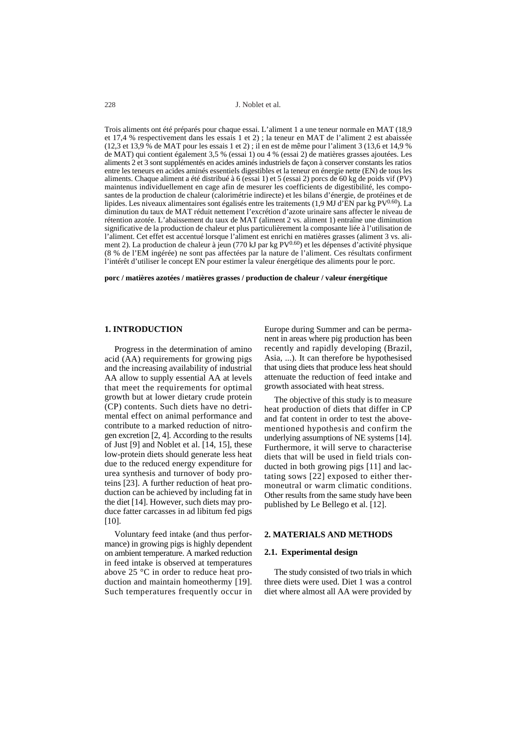Trois aliments ont été préparés pour chaque essai. L'aliment 1 a une teneur normale en MAT (18,9 et 17,4 % respectivement dans les essais 1 et 2) ; la teneur en MAT de l'aliment 2 est abaissée (12,3 et 13,9 % de MAT pour les essais 1 et 2) ; il en est de même pour l'aliment 3 (13,6 et 14,9 % de MAT) qui contient également 3,5 % (essai 1) ou 4 % (essai 2) de matières grasses ajoutées. Les aliments 2 et 3 sont supplémentés en acides aminés industriels de façon à conserver constants les ratios entre les teneurs en acides aminés essentiels digestibles et la teneur en énergie nette (EN) de tous les aliments. Chaque aliment a été distribué à 6 (essai 1) et 5 (essai 2) porcs de 60 kg de poids vif (PV) maintenus individuellement en cage afin de mesurer les coefficients de digestibilité, les composantes de la production de chaleur (calorimétrie indirecte) et les bilans d'énergie, de protéines et de lipides. Les niveaux alimentaires sont égalisés entre les traitements (1,9 MJ d'EN par kg $PV^{0.60}$). La diminution du taux de MAT réduit nettement l'excrétion d'azote urinaire sans affecter le niveau de rétention azotée. L'abaissement du taux de MAT (aliment 2 vs. aliment 1) entraîne une diminution significative de la production de chaleur et plus particulièrement la composante liée à l'utilisation de l'aliment. Cet effet est accentué lorsque l'aliment est enrichi en matières grasses (aliment 3 vs. aliment 2). La production de chaleur à jeun (770 kJ par kg $PV^{0.60}$) et les dépenses d'activité physique (8 % de l'EM ingérée) ne sont pas affectées par la nature de l'aliment. Ces résultats confirment l'intérêt d'utiliser le concept EN pour estimer la valeur énergétique des aliments pour le porc.

**porc / matières azotées / matières grasses / production de chaleur / valeur énergétique**

## 1. INTRODUCTION

Progress in the determination of amino acid (AA) requirements for growing pigs and the increasing availability of industrial AA allow to supply essential AA at levels that meet the requirements for optimal growth but at lower dietary crude protein (CP) contents. Such diets have no detrimental effect on animal performance and contribute to a marked reduction of nitrogen excretion [2, 4]. According to the results of Just [9] and Noblet et al. [14, 15], these low-protein diets should generate less heat due to the reduced energy expenditure for urea synthesis and turnover of body proteins [23]. A further reduction of heat production can be achieved by including fat in the diet [14]. However, such diets may produce fatter carcasses in ad libitum fed pigs [10].

Voluntary feed intake (and thus performance) in growing pigs is highly dependent on ambient temperature. A marked reduction in feed intake is observed at temperatures above 25 °C in order to reduce heat production and maintain homeothermy [19]. Such temperatures frequently occur in Europe during Summer and can be permanent in areas where pig production has been recently and rapidly developing (Brazil, Asia, ...). It can therefore be hypothesised that using diets that produce less heat should attenuate the reduction of feed intake and growth associated with heat stress.

The objective of this study is to measure heat production of diets that differ in CP and fat content in order to test the above-mentioned hypothesis and confirm the underlying assumptions of NE systems [14]. Furthermore, it will serve to characterise diets that will be used in field trials conducted in both growing pigs [11] and lactating sows [22] exposed to either thermoneutral or warm climatic conditions. Other results from the same study have been published by Le Bellego et al. [12].

## 2. MATERIALS AND METHODS

### 2.1. Experimental design

The study consisted of two trials in which three diets were used. Diet 1 was a control diet where almost all AA were provided by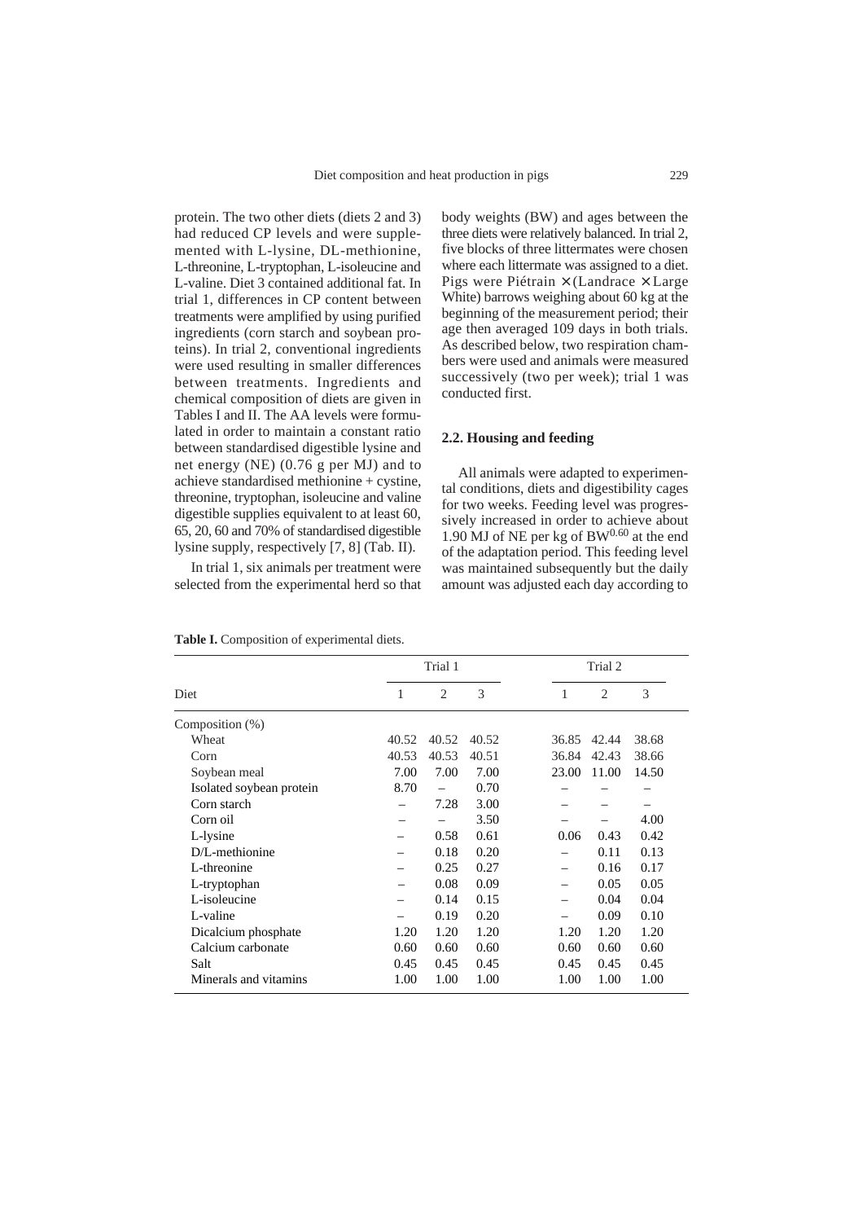protein. The two other diets (diets 2 and 3) had reduced CP levels and were supplemented with L-lysine, DL-methionine, L-threonine, L-tryptophan, L-isoleucine and L-valine. Diet 3 contained additional fat. In trial 1, differences in CP content between treatments were amplified by using purified ingredients (corn starch and soybean proteins). In trial 2, conventional ingredients were used resulting in smaller differences between treatments. Ingredients and chemical composition of diets are given in Tables I and II. The AA levels were formulated in order to maintain a constant ratio between standardised digestible lysine and net energy (NE) (0.76 g per MJ) and to achieve standardised methionine + cystine, threonine, tryptophan, isoleucine and valine digestible supplies equivalent to at least 60, 65, 20, 60 and 70% of standardised digestible lysine supply, respectively [7, 8] (Tab. II).

In trial 1, six animals per treatment were selected from the experimental herd so that body weights (BW) and ages between the three diets were relatively balanced. In trial 2, five blocks of three littermates were chosen where each littermate was assigned to a diet. Pigs were Piétrain × (Landrace × Large White) barrows weighing about 60 kg at the beginning of the measurement period; their age then averaged 109 days in both trials. As described below, two respiration chambers were used and animals were measured successively (two per week); trial 1 was conducted first.

### 2.2. Housing and feeding

All animals were adapted to experimental conditions, diets and digestibility cages for two weeks. Feeding level was progressively increased in order to achieve about 1.90 MJ of NE per kg of $BW^{0.60}$ at the end of the adaptation period. This feeding level was maintained subsequently but the daily amount was adjusted each day according to

**Table I.** Composition of experimental diets.

| | Trial 1 | | | Trial 2 | | |
|---|---|---|---|---|---|---|
| Diet | 1 | 2 | 3 | 1 | 2 | 3 |
| Composition (%) | | | | | | |
| Wheat | 40.52 | 40.52 | 40.52 | 36.85 | 42.44 | 38.68 |
| Corn | 40.53 | 40.53 | 40.51 | 36.84 | 42.43 | 38.66 |
| Soybean meal | 7.00 | 7.00 | 7.00 | 23.00 | 11.00 | 14.50 |
| Isolated soybean protein | 8.70 | – | 0.70 | – | – | – |
| Corn starch | – | 7.28 | 3.00 | – | – | – |
| Corn oil | – | – | 3.50 | – | – | 4.00 |
| L-lysine | – | 0.58 | 0.61 | 0.06 | 0.43 | 0.42 |
| D/L-methionine | – | 0.18 | 0.20 | – | 0.11 | 0.13 |
| L-threonine | – | 0.25 | 0.27 | – | 0.16 | 0.17 |
| L-tryptophan | – | 0.08 | 0.09 | – | 0.05 | 0.05 |
| L-isoleucine | – | 0.14 | 0.15 | – | 0.04 | 0.04 |
| L-valine | – | 0.19 | 0.20 | – | 0.09 | 0.10 |
| Dicalcium phosphate | 1.20 | 1.20 | 1.20 | 1.20 | 1.20 | 1.20 |
| Calcium carbonate | 0.60 | 0.60 | 0.60 | 0.60 | 0.60 | 0.60 |
| Salt | 0.45 | 0.45 | 0.45 | 0.45 | 0.45 | 0.45 |
| Minerals and vitamins | 1.00 | 1.00 | 1.00 | 1.00 | 1.00 | 1.00 |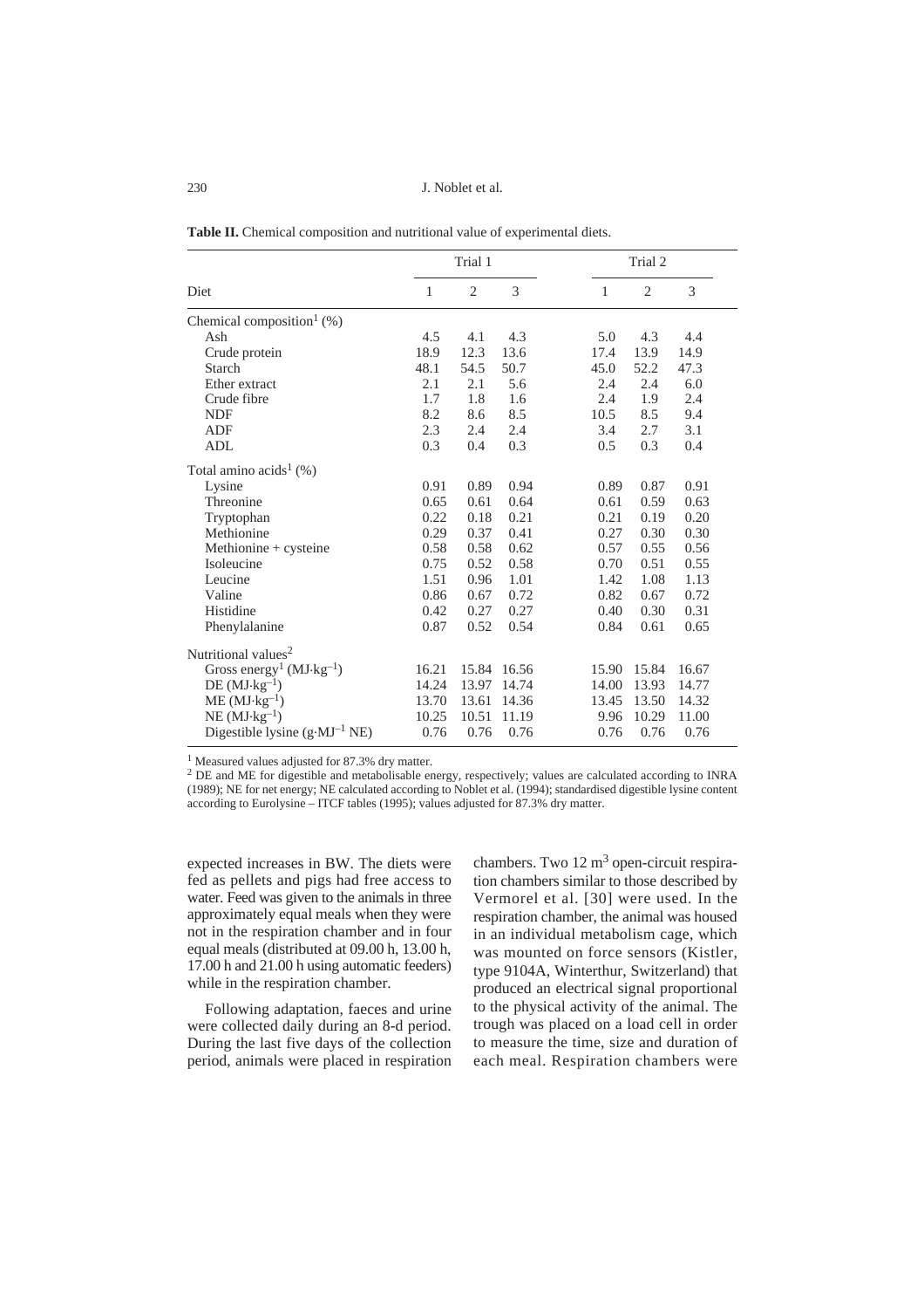**Table II.** Chemical composition and nutritional value of experimental diets.

| | Trial 1 | | | Trial 2 | | |
|---|---|---|---|---|---|---|
| Diet | 1 | 2 | 3 | 1 | 2 | 3 |
| Chemical composition[1] (%) | | | | | | |
| Ash | 4.5 | 4.1 | 4.3 | 5.0 | 4.3 | 4.4 |
| Crude protein | 18.9 | 12.3 | 13.6 | 17.4 | 13.9 | 14.9 |
| Starch | 48.1 | 54.5 | 50.7 | 45.0 | 52.2 | 47.3 |
| Ether extract | 2.1 | 2.1 | 5.6 | 2.4 | 2.4 | 6.0 |
| Crude fibre | 1.7 | 1.8 | 1.6 | 2.4 | 1.9 | 2.4 |
| NDF | 8.2 | 8.6 | 8.5 | 10.5 | 8.5 | 9.4 |
| ADF | 2.3 | 2.4 | 2.4 | 3.4 | 2.7 | 3.1 |
| ADL | 0.3 | 0.4 | 0.3 | 0.5 | 0.3 | 0.4 |
| Total amino acids[1] (%) | | | | | | |
| Lysine | 0.91 | 0.89 | 0.94 | 0.89 | 0.87 | 0.91 |
| Threonine | 0.65 | 0.61 | 0.64 | 0.61 | 0.59 | 0.63 |
| Tryptophan | 0.22 | 0.18 | 0.21 | 0.21 | 0.19 | 0.20 |
| Methionine | 0.29 | 0.37 | 0.41 | 0.27 | 0.30 | 0.30 |
| Methionine + cysteine | 0.58 | 0.58 | 0.62 | 0.57 | 0.55 | 0.56 |
| Isoleucine | 0.75 | 0.52 | 0.58 | 0.70 | 0.51 | 0.55 |
| Leucine | 1.51 | 0.96 | 1.01 | 1.42 | 1.08 | 1.13 |
| Valine | 0.86 | 0.67 | 0.72 | 0.82 | 0.67 | 0.72 |
| Histidine | 0.42 | 0.27 | 0.27 | 0.40 | 0.30 | 0.31 |
| Phenylalanine | 0.87 | 0.52 | 0.54 | 0.84 | 0.61 | 0.65 |
| Nutritional values[2] | | | | | | |
| Gross energy[1] ($MJ \cdot kg^{-1}$) | 16.21 | 15.84 | 16.56 | 15.90 | 15.84 | 16.67 |
| DE ($MJ \cdot kg^{-1}$) | 14.24 | 13.97 | 14.74 | 14.00 | 13.93 | 14.77 |
| ME ($MJ \cdot kg^{-1}$) | 13.70 | 13.61 | 14.36 | 13.45 | 13.50 | 14.32 |
| NE ($MJ \cdot kg^{-1}$) | 10.25 | 10.51 | 11.19 | 9.96 | 10.29 | 11.00 |
| Digestible lysine ($g \cdot MJ^{-1}$ NE) | 0.76 | 0.76 | 0.76 | 0.76 | 0.76 | 0.76 |

[1] Measured values adjusted for 87.3% dry matter.
[2] DE and ME for digestible and metabolisable energy, respectively; values are calculated according to INRA (1989); NE for net energy; NE calculated according to Noblet et al. (1994); standardised digestible lysine content according to Eurolysine – ITCF tables (1995); values adjusted for 87.3% dry matter.

expected increases in BW. The diets were fed as pellets and pigs had free access to water. Feed was given to the animals in three approximately equal meals when they were not in the respiration chamber and in four equal meals (distributed at 09.00 h, 13.00 h, 17.00 h and 21.00 h using automatic feeders) while in the respiration chamber.

Following adaptation, faeces and urine were collected daily during an 8-d period. During the last five days of the collection period, animals were placed in respiration chambers. Two 12 $m^3$ open-circuit respiration chambers similar to those described by Vermorel et al. [30] were used. In the respiration chamber, the animal was housed in an individual metabolism cage, which was mounted on force sensors (Kistler, type 9104A, Winterthur, Switzerland) that produced an electrical signal proportional to the physical activity of the animal. The trough was placed on a load cell in order to measure the time, size and duration of each meal. Respiration chambers were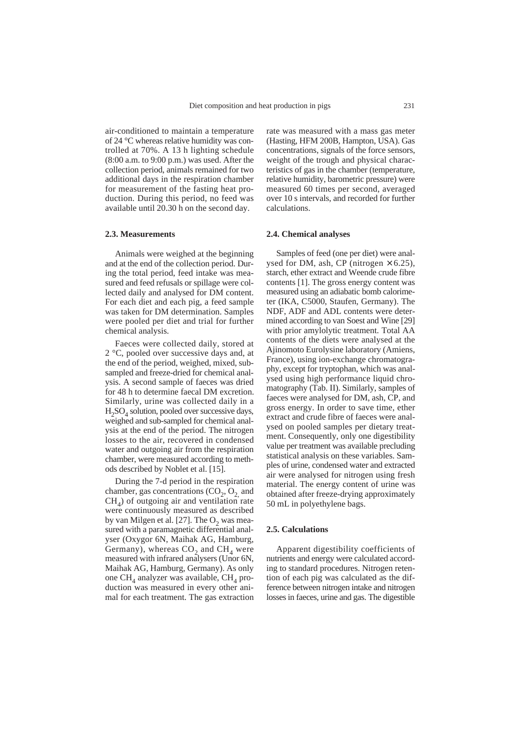air-conditioned to maintain a temperature of 24 °C whereas relative humidity was controlled at 70%. A 13 h lighting schedule (8:00 a.m. to 9:00 p.m.) was used. After the collection period, animals remained for two additional days in the respiration chamber for measurement of the fasting heat production. During this period, no feed was available until 20.30 h on the second day.

### 2.3. Measurements

Animals were weighed at the beginning and at the end of the collection period. During the total period, feed intake was measured and feed refusals or spillage were collected daily and analysed for DM content. For each diet and each pig, a feed sample was taken for DM determination. Samples were pooled per diet and trial for further chemical analysis.

Faeces were collected daily, stored at 2 °C, pooled over successive days and, at the end of the period, weighed, mixed, subsampled and freeze-dried for chemical analysis. A second sample of faeces was dried for 48 h to determine faecal DM excretion. Similarly, urine was collected daily in a $H_2SO_4$ solution, pooled over successive days, weighed and sub-sampled for chemical analysis at the end of the period. The nitrogen losses to the air, recovered in condensed water and outgoing air from the respiration chamber, were measured according to methods described by Noblet et al. [15].

During the 7-d period in the respiration chamber, gas concentrations ($CO_2$, $O_2$ and $CH_4$) of outgoing air and ventilation rate were continuously measured as described by van Milgen et al. [27]. The $O_2$ was measured with a paramagnetic differential analyser (Oxygor 6N, Maihak AG, Hamburg, Germany), whereas $CO_2$ and $CH_4$ were measured with infrared analysers (Unor 6N, Maihak AG, Hamburg, Germany). As only one $CH_4$ analyzer was available, $CH_4$ production was measured in every other animal for each treatment. The gas extraction rate was measured with a mass gas meter (Hasting, HFM 200B, Hampton, USA). Gas concentrations, signals of the force sensors, weight of the trough and physical characteristics of gas in the chamber (temperature, relative humidity, barometric pressure) were measured 60 times per second, averaged over 10 s intervals, and recorded for further calculations.

### 2.4. Chemical analyses

Samples of feed (one per diet) were analysed for DM, ash, CP (nitrogen × 6.25), starch, ether extract and Weende crude fibre contents [1]. The gross energy content was measured using an adiabatic bomb calorimeter (IKA, C5000, Staufen, Germany). The NDF, ADF and ADL contents were determined according to van Soest and Wine [29] with prior amylolytic treatment. Total AA contents of the diets were analysed at the Ajinomoto Eurolysine laboratory (Amiens, France), using ion-exchange chromatography, except for tryptophan, which was analysed using high performance liquid chromatography (Tab. II). Similarly, samples of faeces were analysed for DM, ash, CP, and gross energy. In order to save time, ether extract and crude fibre of faeces were analysed on pooled samples per dietary treatment. Consequently, only one digestibility value per treatment was available precluding statistical analysis on these variables. Samples of urine, condensed water and extracted air were analysed for nitrogen using fresh material. The energy content of urine was obtained after freeze-drying approximately 50 mL in polyethylene bags.

### 2.5. Calculations

Apparent digestibility coefficients of nutrients and energy were calculated according to standard procedures. Nitrogen retention of each pig was calculated as the difference between nitrogen intake and nitrogen losses in faeces, urine and gas. The digestible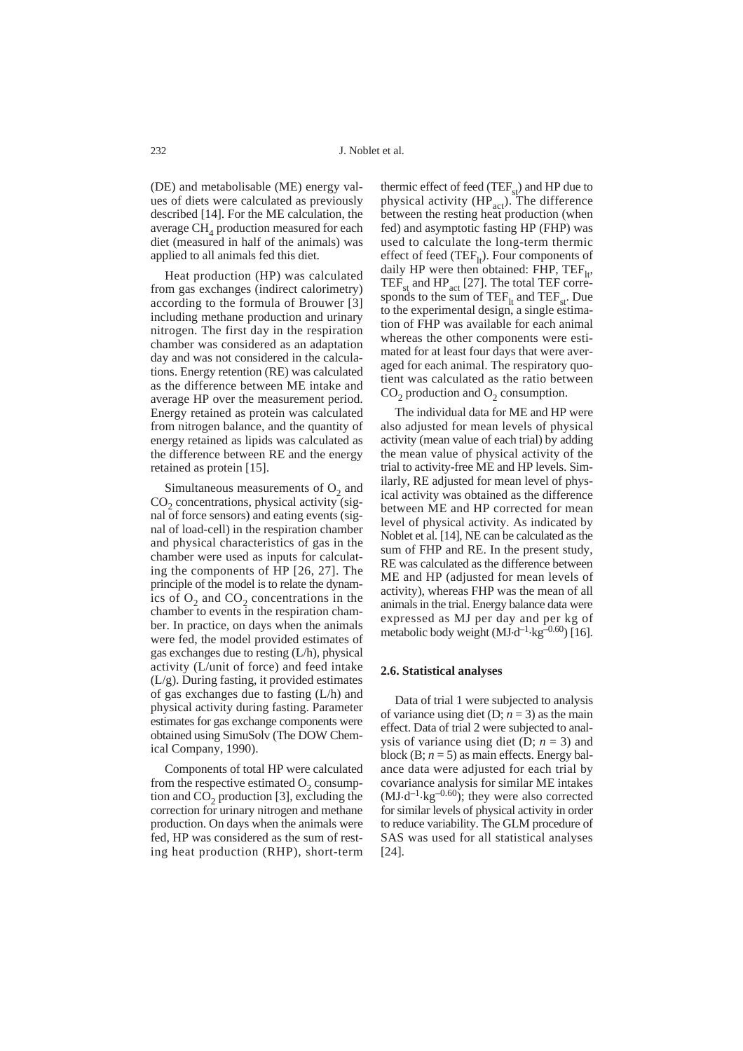(DE) and metabolisable (ME) energy values of diets were calculated as previously described [14]. For the ME calculation, the average $CH_4$ production measured for each diet (measured in half of the animals) was applied to all animals fed this diet.

Heat production (HP) was calculated from gas exchanges (indirect calorimetry) according to the formula of Brouwer [3] including methane production and urinary nitrogen. The first day in the respiration chamber was considered as an adaptation day and was not considered in the calculations. Energy retention (RE) was calculated as the difference between ME intake and average HP over the measurement period. Energy retained as protein was calculated from nitrogen balance, and the quantity of energy retained as lipids was calculated as the difference between RE and the energy retained as protein [15].

Simultaneous measurements of $O_2$ and $CO_2$ concentrations, physical activity (signal of force sensors) and eating events (signal of load-cell) in the respiration chamber and physical characteristics of gas in the chamber were used as inputs for calculating the components of HP [26, 27]. The principle of the model is to relate the dynamics of $O_2$ and $CO_2$ concentrations in the chamber to events in the respiration chamber. In practice, on days when the animals were fed, the model provided estimates of gas exchanges due to resting (L/h), physical activity (L/unit of force) and feed intake (L/g). During fasting, it provided estimates of gas exchanges due to fasting (L/h) and physical activity during fasting. Parameter estimates for gas exchange components were obtained using SimuSolv (The DOW Chemical Company, 1990).

Components of total HP were calculated from the respective estimated $O_2$ consumption and $CO_2$ production [3], excluding the correction for urinary nitrogen and methane production. On days when the animals were fed, HP was considered as the sum of resting heat production (RHP), short-term thermic effect of feed ($TEF_{st}$) and HP due to physical activity ($HP_{act}$). The difference between the resting heat production (when fed) and asymptotic fasting HP (FHP) was used to calculate the long-term thermic effect of feed ($TEF_{lt}$). Four components of daily HP were then obtained: FHP, $TEF_{lt}$, $TEF_{st}$ and $HP_{act}$ [27]. The total TEF corresponds to the sum of $TEF_{lt}$ and $TEF_{st}$. Due to the experimental design, a single estimation of FHP was available for each animal whereas the other components were estimated for at least four days that were averaged for each animal. The respiratory quotient was calculated as the ratio between $CO_2$ production and $O_2$ consumption.

The individual data for ME and HP were also adjusted for mean levels of physical activity (mean value of each trial) by adding the mean value of physical activity of the trial to activity-free ME and HP levels. Similarly, RE adjusted for mean level of physical activity was obtained as the difference between ME and HP corrected for mean level of physical activity. As indicated by Noblet et al. [14], NE can be calculated as the sum of FHP and RE. In the present study, RE was calculated as the difference between ME and HP (adjusted for mean levels of activity), whereas FHP was the mean of all animals in the trial. Energy balance data were expressed as MJ per day and per kg of metabolic body weight ($MJ \cdot d^{-1} \cdot kg^{-0.60}$) [16].

### 2.6. Statistical analyses

Data of trial 1 were subjected to analysis of variance using diet (D; $n = 3$) as the main effect. Data of trial 2 were subjected to analysis of variance using diet (D; $n = 3$) and block (B; $n = 5$) as main effects. Energy balance data were adjusted for each trial by covariance analysis for similar ME intakes ($MJ \cdot d^{-1} \cdot kg^{-0.60}$); they were also corrected for similar levels of physical activity in order to reduce variability. The GLM procedure of SAS was used for all statistical analyses [24].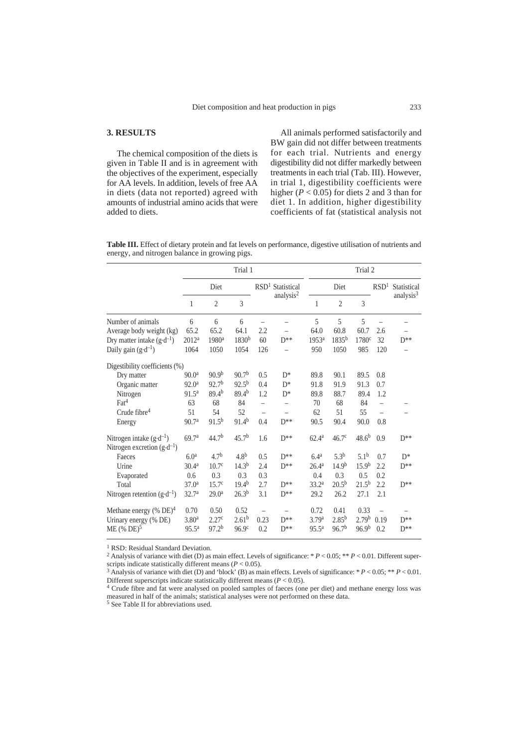## 3. RESULTS

The chemical composition of the diets is given in Table II and is in agreement with the objectives of the experiment, especially for AA levels. In addition, levels of free AA in diets (data not reported) agreed with amounts of industrial amino acids that were added to diets.

All animals performed satisfactorily and BW gain did not differ between treatments for each trial. Nutrients and energy digestibility did not differ markedly between treatments in each trial (Tab. III). However, in trial 1, digestibility coefficients were higher ($P < 0.05$) for diets 2 and 3 than for diet 1. In addition, higher digestibility coefficients of fat (statistical analysis not

**Table III.** Effect of dietary protein and fat levels on performance, digestive utilisation of nutrients and energy, and nitrogen balance in growing pigs.

| | Trial 1 | | | | | Trial 2 | | | | |
|---|---|---|---|---|---|---|---|---|---|---|
| | Diet | | | RSD[1] | Statistical analysis[2] | Diet | | | RSD[1] | Statistical analysis[3] |
| | 1 | 2 | 3 | | | 1 | 2 | 3 | | |
| Number of animals | 6 | 6 | 6 | – | – | 5 | 5 | 5 | – | – |
| Average body weight (kg) | 65.2 | 65.2 | 64.1 | 2.2 | – | 64.0 | 60.8 | 60.7 | 2.6 | – |
| Dry matter intake ($g \cdot d^{-1}$) | 2012[a] | 1980[a] | 1830[b] | 60 | D** | 1953[a] | 1835[b] | 1780[c] | 32 | D** |
| Daily gain ($g \cdot d^{-1}$) | 1064 | 1050 | 1054 | 126 | – | 950 | 1050 | 985 | 120 | – |
| Digestibility coefficients (%) | | | | | | | | | | |
| Dry matter | 90.0[a] | 90.9[b] | 90.7[b] | 0.5 | D* | 89.8 | 90.1 | 89.5 | 0.8 | |
| Organic matter | 92.0[a] | 92.7[b] | 92.5[b] | 0.4 | D* | 91.8 | 91.9 | 91.3 | 0.7 | |
| Nitrogen | 91.5[a] | 89.4[b] | 89.4[b] | 1.2 | D* | 89.8 | 88.7 | 89.4 | 1.2 | |
| Fat[4] | 63 | 68 | 84 | – | – | 70 | 68 | 84 | – | – |
| Crude fibre[4] | 51 | 54 | 52 | – | – | 62 | 51 | 55 | – | – |
| Energy | 90.7[a] | 91.5[b] | 91.4[b] | 0.4 | D** | 90.5 | 90.4 | 90.0 | 0.8 | |
| Nitrogen intake ($g \cdot d^{-1}$) | 69.7[a] | 44.7[b] | 45.7[b] | 1.6 | D** | 62.4[a] | 46.7[c] | 48.6[b] | 0.9 | D** |
| Nitrogen excretion ($g \cdot d^{-1}$) | | | | | | | | | | |
| Faeces | 6.0[a] | 4.7[b] | 4.8[b] | 0.5 | D** | 6.4[a] | 5.3[b] | 5.1[b] | 0.7 | D* |
| Urine | 30.4[a] | 10.7[c] | 14.3[b] | 2.4 | D** | 26.4[a] | 14.9[b] | 15.9[b] | 2.2 | D** |
| Evaporated | 0.6 | 0.3 | 0.3 | 0.3 | | 0.4 | 0.3 | 0.5 | 0.2 | |
| Total | 37.0[a] | 15.7[c] | 19.4[b] | 2.7 | D** | 33.2[a] | 20.5[b] | 21.5[b] | 2.2 | D** |
| Nitrogen retention ($g \cdot d^{-1}$) | 32.7[a] | 29.0[a] | 26.3[b] | 3.1 | D** | 29.2 | 26.2 | 27.1 | 2.1 | |
| Methane energy (% DE)[4] | 0.70 | 0.50 | 0.52 | – | – | 0.72 | 0.41 | 0.33 | – | – |
| Urinary energy (% DE) | 3.80[a] | 2.27[c] | 2.61[b] | 0.23 | D** | 3.79[a] | 2.85[b] | 2.79[b] | 0.19 | D** |
| ME (% DE)[5] | 95.5[a] | 97.2[b] | 96.9[c] | 0.2 | D** | 95.5[a] | 96.7[b] | 96.9[b] | 0.2 | D** |

[1] RSD: Residual Standard Deviation.
[2] Analysis of variance with diet (D) as main effect. Levels of significance: * $P < 0.05$; ** $P < 0.01$. Different superscripts indicate statistically different means ($P < 0.05$).
[3] Analysis of variance with diet (D) and 'block' (B) as main effects. Levels of significance: * $P < 0.05$; ** $P < 0.01$. Different superscripts indicate statistically different means ($P < 0.05$).
[4] Crude fibre and fat were analysed on pooled samples of faeces (one per diet) and methane energy loss was measured in half of the animals; statistical analyses were not performed on these data.
[5] See Table II for abbreviations used.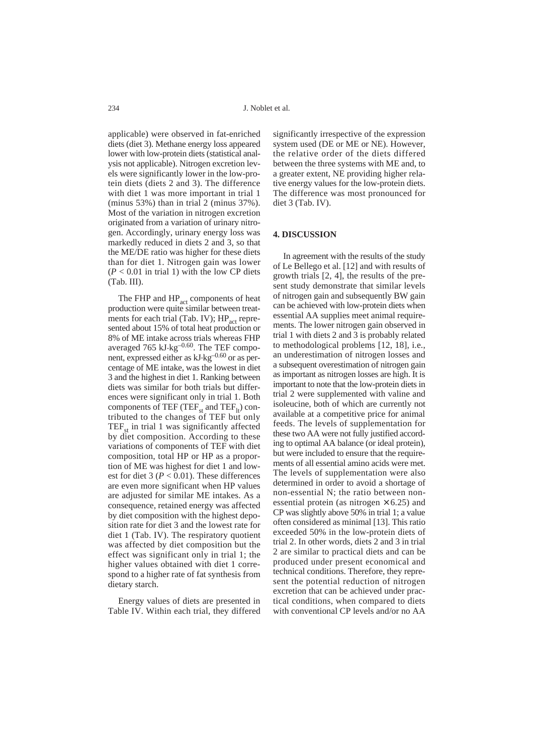applicable) were observed in fat-enriched diets (diet 3). Methane energy loss appeared lower with low-protein diets (statistical analysis not applicable). Nitrogen excretion levels were significantly lower in the low-protein diets (diets 2 and 3). The difference with diet 1 was more important in trial 1 (minus 53%) than in trial 2 (minus 37%). Most of the variation in nitrogen excretion originated from a variation of urinary nitrogen. Accordingly, urinary energy loss was markedly reduced in diets 2 and 3, so that the ME/DE ratio was higher for these diets than for diet 1. Nitrogen gain was lower ($P < 0.01$ in trial 1) with the low CP diets (Tab. III).

The FHP and $HP_{act}$ components of heat production were quite similar between treatments for each trial (Tab. IV); $HP_{act}$ represented about 15% of total heat production or 8% of ME intake across trials whereas FHP averaged 765 $kJ \cdot kg^{-0.60}$. The TEF component, expressed either as $kJ \cdot kg^{-0.60}$ or as percentage of ME intake, was the lowest in diet 3 and the highest in diet 1. Ranking between diets was similar for both trials but differences were significant only in trial 1. Both components of TEF ($TEF_{st}$ and $TEF_{lt}$) contributed to the changes of TEF but only $TEF_{st}$ in trial 1 was significantly affected by diet composition. According to these variations of components of TEF with diet composition, total HP or HP as a proportion of ME was highest for diet 1 and lowest for diet 3 ($P < 0.01$). These differences are even more significant when HP values are adjusted for similar ME intakes. As a consequence, retained energy was affected by diet composition with the highest deposition rate for diet 3 and the lowest rate for diet 1 (Tab. IV). The respiratory quotient was affected by diet composition but the effect was significant only in trial 1; the higher values obtained with diet 1 correspond to a higher rate of fat synthesis from dietary starch.

Energy values of diets are presented in Table IV. Within each trial, they differed significantly irrespective of the expression system used (DE or ME or NE). However, the relative order of the diets differed between the three systems with ME and, to a greater extent, NE providing higher relative energy values for the low-protein diets. The difference was most pronounced for diet 3 (Tab. IV).

## 4. DISCUSSION

In agreement with the results of the study of Le Bellego et al. [12] and with results of growth trials [2, 4], the results of the present study demonstrate that similar levels of nitrogen gain and subsequently BW gain can be achieved with low-protein diets when essential AA supplies meet animal requirements. The lower nitrogen gain observed in trial 1 with diets 2 and 3 is probably related to methodological problems [12, 18], i.e., an underestimation of nitrogen losses and a subsequent overestimation of nitrogen gain as important as nitrogen losses are high. It is important to note that the low-protein diets in trial 2 were supplemented with valine and isoleucine, both of which are currently not available at a competitive price for animal feeds. The levels of supplementation for these two AA were not fully justified according to optimal AA balance (or ideal protein), but were included to ensure that the requirements of all essential amino acids were met. The levels of supplementation were also determined in order to avoid a shortage of non-essential N; the ratio between non-essential protein (as nitrogen $\times$ 6.25) and CP was slightly above 50% in trial 1; a value often considered as minimal [13]. This ratio exceeded 50% in the low-protein diets of trial 2. In other words, diets 2 and 3 in trial 2 are similar to practical diets and can be produced under present economical and technical conditions. Therefore, they represent the potential reduction of nitrogen excretion that can be achieved under practical conditions, when compared to diets with conventional CP levels and/or no AA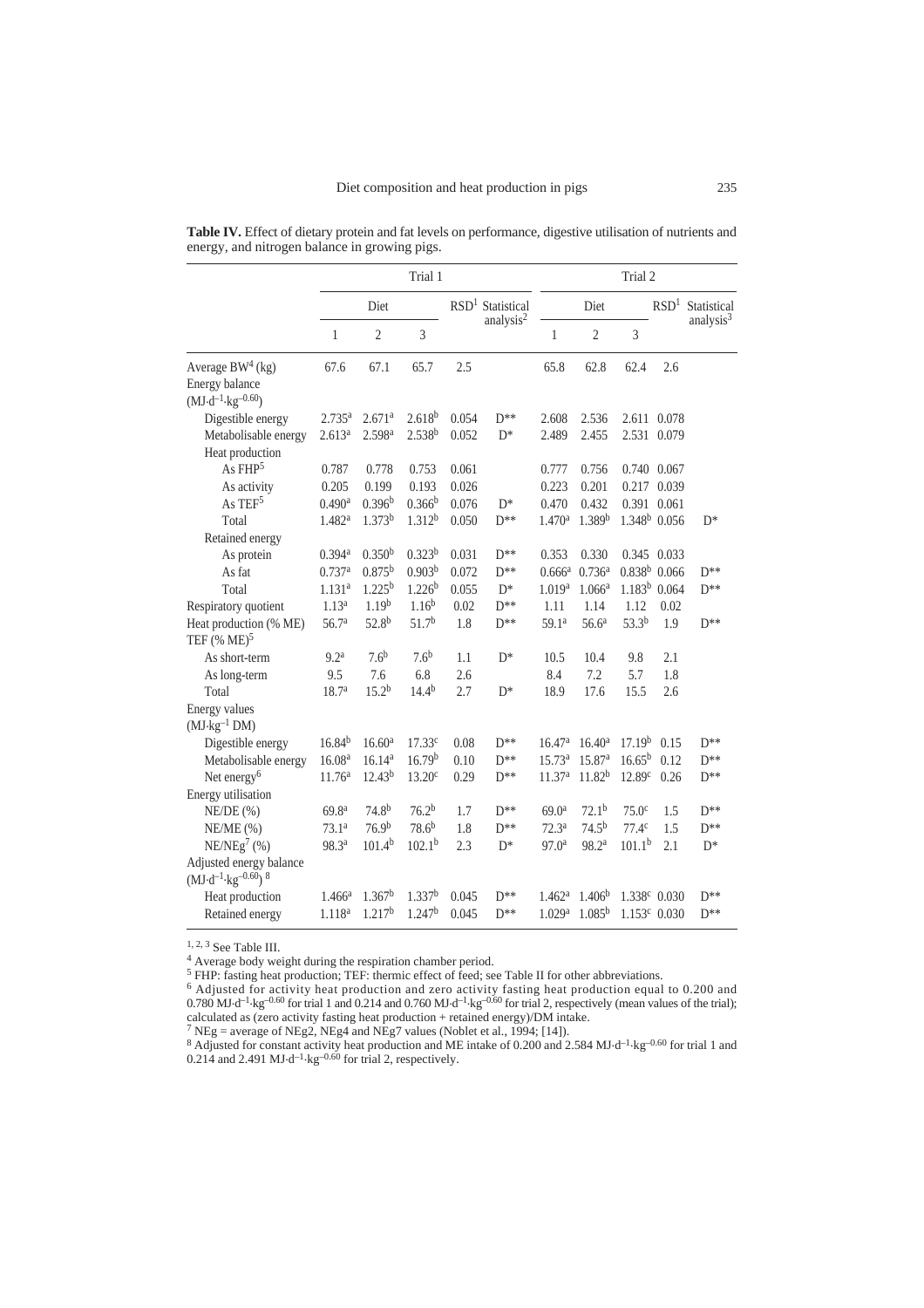**Table IV.** Effect of dietary protein and fat levels on performance, digestive utilisation of nutrients and energy, and nitrogen balance in growing pigs.

| | Trial 1 | | | | | Trial 2 | | | | |
|---|---|---|---|---|---|---|---|---|---|---|
| | Diet | | | RSD[1] | Statistical analysis[2] | Diet | | | RSD[1] | Statistical analysis[3] |
| | 1 | 2 | 3 | | | 1 | 2 | 3 | | |
| Average BW[4] (kg) | 67.6 | 67.1 | 65.7 | 2.5 | | 65.8 | 62.8 | 62.4 | 2.6 | |
| Energy balance ($MJ \cdot d^{-1} \cdot kg^{-0.60}$) | | | | | | | | | | |
| Digestible energy | 2.735[a] | 2.671[a] | 2.618[b] | 0.054 | D** | 2.608 | 2.536 | 2.611 | 0.078 | |
| Metabolisable energy | 2.613[a] | 2.598[a] | 2.538[b] | 0.052 | D* | 2.489 | 2.455 | 2.531 | 0.079 | |
| Heat production | | | | | | | | | | |
| As FHP[5] | 0.787 | 0.778 | 0.753 | 0.061 | | 0.777 | 0.756 | 0.740 | 0.067 | |
| As activity | 0.205 | 0.199 | 0.193 | 0.026 | | 0.223 | 0.201 | 0.217 | 0.039 | |
| As TEF[5] | 0.490[a] | 0.396[b] | 0.366[b] | 0.076 | D* | 0.470 | 0.432 | 0.391 | 0.061 | |
| Total | 1.482[a] | 1.373[b] | 1.312[b] | 0.050 | D** | 1.470[a] | 1.389[b] | 1.348[b] | 0.056 | D* |
| Retained energy | | | | | | | | | | |
| As protein | 0.394[a] | 0.350[b] | 0.323[b] | 0.031 | D** | 0.353 | 0.330 | 0.345 | 0.033 | |
| As fat | 0.737[a] | 0.875[b] | 0.903[b] | 0.072 | D** | 0.666[a] | 0.736[a] | 0.838[b] | 0.066 | D** |
| Total | 1.131[a] | 1.225[b] | 1.226[b] | 0.055 | D* | 1.019[a] | 1.066[a] | 1.183[b] | 0.064 | D** |
| Respiratory quotient | 1.13[a] | 1.19[b] | 1.16[b] | 0.02 | D** | 1.11 | 1.14 | 1.12 | 0.02 | |
| Heat production (% ME) | 56.7[a] | 52.8[b] | 51.7[b] | 1.8 | D** | 59.1[a] | 56.6[a] | 53.3[b] | 1.9 | D** |
| TEF (% ME)[5] | | | | | | | | | | |
| As short-term | 9.2[a] | 7.6[b] | 7.6[b] | 1.1 | D* | 10.5 | 10.4 | 9.8 | 2.1 | |
| As long-term | 9.5 | 7.6 | 6.8 | 2.6 | | 8.4 | 7.2 | 5.7 | 1.8 | |
| Total | 18.7[a] | 15.2[b] | 14.4[b] | 2.7 | D* | 18.9 | 17.6 | 15.5 | 2.6 | |
| Energy values ($MJ \cdot kg^{-1}$ DM) | | | | | | | | | | |
| Digestible energy | 16.84[b] | 16.60[a] | 17.33[c] | 0.08 | D** | 16.47[a] | 16.40[a] | 17.19[b] | 0.15 | D** |
| Metabolisable energy | 16.08[a] | 16.14[a] | 16.79[b] | 0.10 | D** | 15.73[a] | 15.87[a] | 16.65[b] | 0.12 | D** |
| Net energy[6] | 11.76[a] | 12.43[b] | 13.20[c] | 0.29 | D** | 11.37[a] | 11.82[b] | 12.89[c] | 0.26 | D** |
| Energy utilisation | | | | | | | | | | |
| NE/DE (%) | 69.8[a] | 74.8[b] | 76.2[b] | 1.7 | D** | 69.0[a] | 72.1[b] | 75.0[c] | 1.5 | D** |
| NE/ME (%) | 73.1[a] | 76.9[b] | 78.6[b] | 1.8 | D** | 72.3[a] | 74.5[b] | 77.4[c] | 1.5 | D** |
| NE/NEg[7] (%) | 98.3[a] | 101.4[b] | 102.1[b] | 2.3 | D* | 97.0[a] | 98.2[a] | 101.1[b] | 2.1 | D* |
| Adjusted energy balance ($MJ \cdot d^{-1} \cdot kg^{-0.60}$)[8] | | | | | | | | | | |
| Heat production | 1.466[a] | 1.367[b] | 1.337[b] | 0.045 | D** | 1.462[a] | 1.406[b] | 1.338[c] | 0.030 | D** |
| Retained energy | 1.118[a] | 1.217[b] | 1.247[b] | 0.045 | D** | 1.029[a] | 1.085[b] | 1.153[c] | 0.030 | D** |

[1, 2, 3] See Table III.

[4] Average body weight during the respiration chamber period.

[5] FHP: fasting heat production; TEF: thermic effect of feed; see Table II for other abbreviations.

[6] Adjusted for activity heat production and zero activity fasting heat production equal to 0.200 and 0.780 $MJ \cdot d^{-1} \cdot kg^{-0.60}$ for trial 1 and 0.214 and 0.760 $MJ \cdot d^{-1} \cdot kg^{-0.60}$ for trial 2, respectively (mean values of the trial); calculated as (zero activity fasting heat production + retained energy)/DM intake.

[7] NEg = average of NEg2, NEg4 and NEg7 values (Noblet et al., 1994; [14]).

[8] Adjusted for constant activity heat production and ME intake of 0.200 and 2.584 $MJ \cdot d^{-1} \cdot kg^{-0.60}$ for trial 1 and 0.214 and 2.491 $MJ \cdot d^{-1} \cdot kg^{-0.60}$ for trial 2, respectively.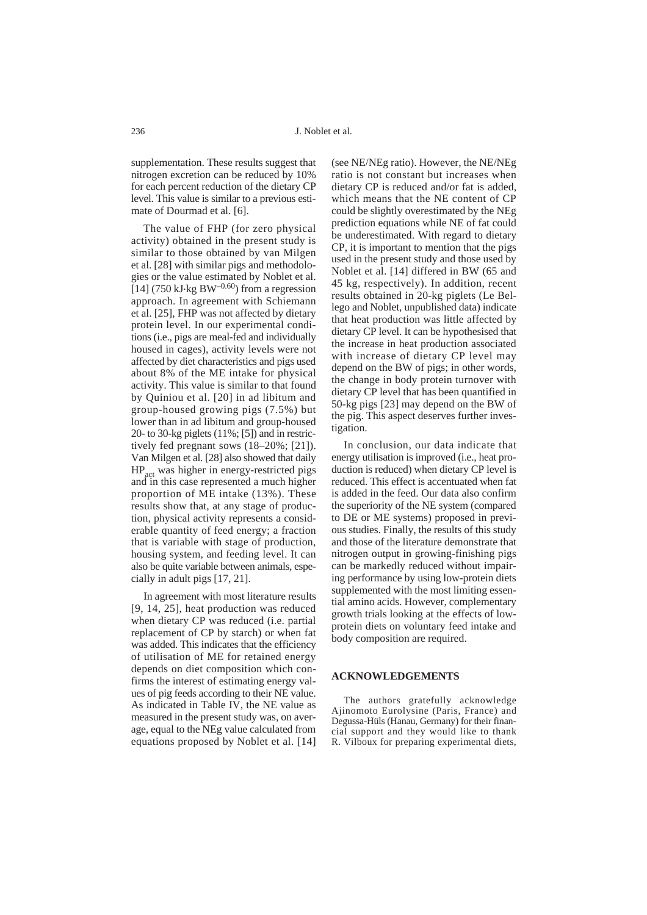supplementation. These results suggest that nitrogen excretion can be reduced by 10% for each percent reduction of the dietary CP level. This value is similar to a previous estimate of Dourmad et al. [6].

The value of FHP (for zero physical activity) obtained in the present study is similar to those obtained by van Milgen et al. [28] with similar pigs and methodologies or the value estimated by Noblet et al. [14] (750 kJ·kg $BW^{-0.60}$) from a regression approach. In agreement with Schiemann et al. [25], FHP was not affected by dietary protein level. In our experimental conditions (i.e., pigs are meal-fed and individually housed in cages), activity levels were not affected by diet characteristics and pigs used about 8% of the ME intake for physical activity. This value is similar to that found by Quiniou et al. [20] in ad libitum and group-housed growing pigs (7.5%) but lower than in ad libitum and group-housed 20- to 30-kg piglets (11%; [5]) and in restrictively fed pregnant sows (18–20%; [21]). Van Milgen et al. [28] also showed that daily $HP_{act}$ was higher in energy-restricted pigs and in this case represented a much higher proportion of ME intake (13%). These results show that, at any stage of production, physical activity represents a considerable quantity of feed energy; a fraction that is variable with stage of production, housing system, and feeding level. It can also be quite variable between animals, especially in adult pigs [17, 21].

In agreement with most literature results [9, 14, 25], heat production was reduced when dietary CP was reduced (i.e. partial replacement of CP by starch) or when fat was added. This indicates that the efficiency of utilisation of ME for retained energy depends on diet composition which confirms the interest of estimating energy values of pig feeds according to their NE value. As indicated in Table IV, the NE value as measured in the present study was, on average, equal to the NEg value calculated from equations proposed by Noblet et al. [14] (see NE/NEg ratio). However, the NE/NEg ratio is not constant but increases when dietary CP is reduced and/or fat is added, which means that the NE content of CP could be slightly overestimated by the NEg prediction equations while NE of fat could be underestimated. With regard to dietary CP, it is important to mention that the pigs used in the present study and those used by Noblet et al. [14] differed in BW (65 and 45 kg, respectively). In addition, recent results obtained in 20-kg piglets (Le Bellego and Noblet, unpublished data) indicate that heat production was little affected by dietary CP level. It can be hypothesised that the increase in heat production associated with increase of dietary CP level may depend on the BW of pigs; in other words, the change in body protein turnover with dietary CP level that has been quantified in 50-kg pigs [23] may depend on the BW of the pig. This aspect deserves further investigation.

In conclusion, our data indicate that energy utilisation is improved (i.e., heat production is reduced) when dietary CP level is reduced. This effect is accentuated when fat is added in the feed. Our data also confirm the superiority of the NE system (compared to DE or ME systems) proposed in previous studies. Finally, the results of this study and those of the literature demonstrate that nitrogen output in growing-finishing pigs can be markedly reduced without impairing performance by using low-protein diets supplemented with the most limiting essential amino acids. However, complementary growth trials looking at the effects of low-protein diets on voluntary feed intake and body composition are required.

## ACKNOWLEDGEMENTS

The authors gratefully acknowledge Ajinomoto Eurolysine (Paris, France) and Degussa-Hüls (Hanau, Germany) for their financial support and they would like to thank R. Vilboux for preparing experimental diets,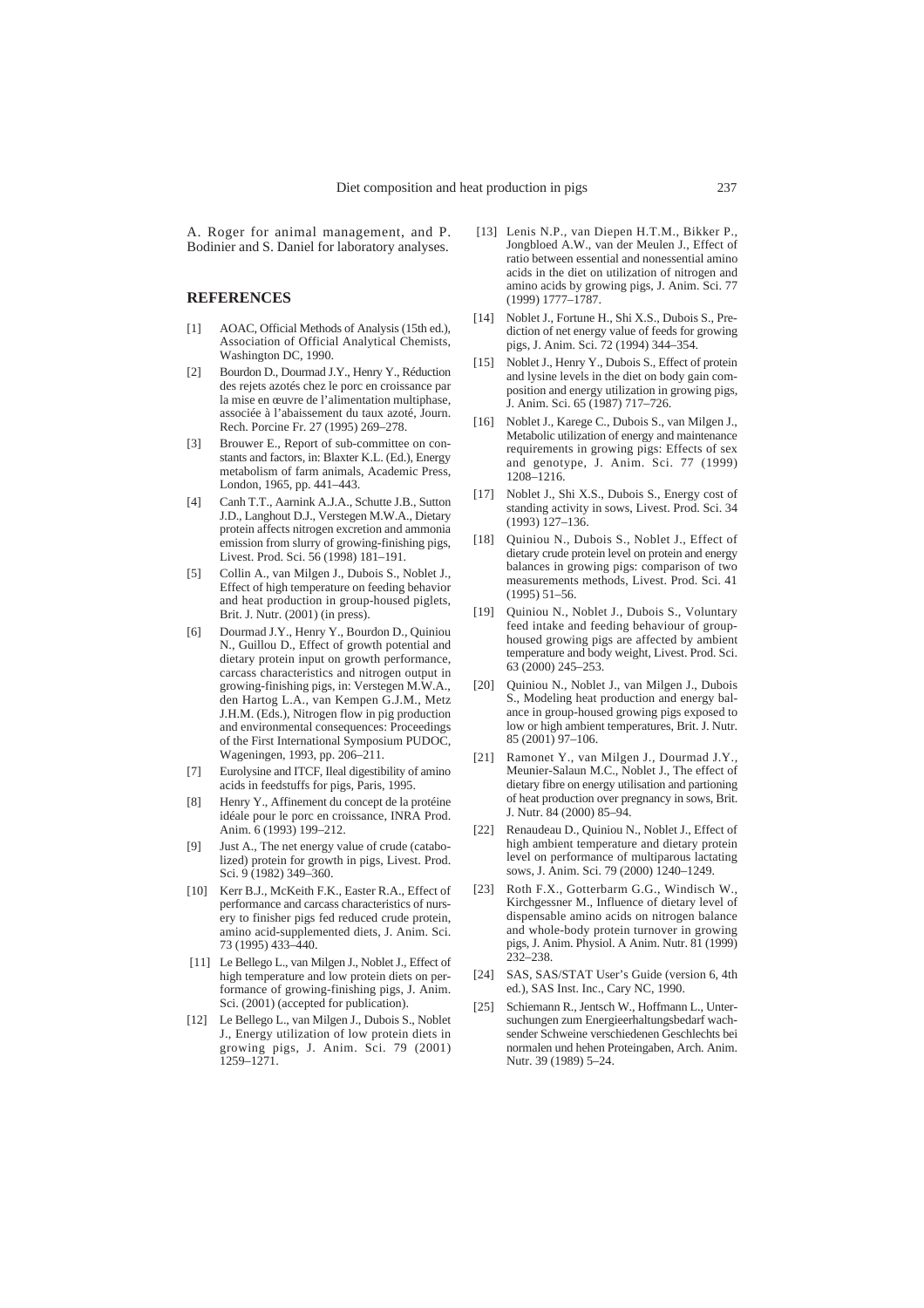A. Roger for animal management, and P. Bodinier and S. Daniel for laboratory analyses.

## REFERENCES

[1] AOAC, Official Methods of Analysis (15th ed.), Association of Official Analytical Chemists, Washington DC, 1990.

[2] Bourdon D., Dourmad J.Y., Henry Y., Réduction des rejets azotés chez le porc en croissance par la mise en œuvre de l'alimentation multiphase, associée à l'abaissement du taux azoté, Journ. Rech. Porcine Fr. 27 (1995) 269–278.

[3] Brouwer E., Report of sub-committee on constants and factors, in: Blaxter K.L. (Ed.), Energy metabolism of farm animals, Academic Press, London, 1965, pp. 441–443.

[4] Canh T.T., Aarnink A.J.A., Schutte J.B., Sutton J.D., Langhout D.J., Verstegen M.W.A., Dietary protein affects nitrogen excretion and ammonia emission from slurry of growing-finishing pigs, Livest. Prod. Sci. 56 (1998) 181–191.

[5] Collin A., van Milgen J., Dubois S., Noblet J., Effect of high temperature on feeding behavior and heat production in group-housed piglets, Brit. J. Nutr. (2001) (in press).

[6] Dourmad J.Y., Henry Y., Bourdon D., Quiniou N., Guillou D., Effect of growth potential and dietary protein input on growth performance, carcass characteristics and nitrogen output in growing-finishing pigs, in: Verstegen M.W.A., den Hartog L.A., van Kempen G.J.M., Metz J.H.M. (Eds.), Nitrogen flow in pig production and environmental consequences: Proceedings of the First International Symposium PUDOC, Wageningen, 1993, pp. 206–211.

[7] Eurolysine and ITCF, Ileal digestibility of amino acids in feedstuffs for pigs, Paris, 1995.

[8] Henry Y., Affinement du concept de la protéine idéale pour le porc en croissance, INRA Prod. Anim. 6 (1993) 199–212.

[9] Just A., The net energy value of crude (catabolized) protein for growth in pigs, Livest. Prod. Sci. 9 (1982) 349–360.

[10] Kerr B.J., McKeith F.K., Easter R.A., Effect of performance and carcass characteristics of nursery to finisher pigs fed reduced crude protein, amino acid-supplemented diets, J. Anim. Sci. 73 (1995) 433–440.

[11] Le Bellego L., van Milgen J., Noblet J., Effect of high temperature and low protein diets on performance of growing-finishing pigs, J. Anim. Sci. (2001) (accepted for publication).

[12] Le Bellego L., van Milgen J., Dubois S., Noblet J., Energy utilization of low protein diets in growing pigs, J. Anim. Sci. 79 (2001) 1259–1271.

[13] Lenis N.P., van Diepen H.T.M., Bikker P., Jongbloed A.W., van der Meulen J., Effect of ratio between essential and nonessential amino acids in the diet on utilization of nitrogen and amino acids by growing pigs, J. Anim. Sci. 77 (1999) 1777–1787.

[14] Noblet J., Fortune H., Shi X.S., Dubois S., Prediction of net energy value of feeds for growing pigs, J. Anim. Sci. 72 (1994) 344–354.

[15] Noblet J., Henry Y., Dubois S., Effect of protein and lysine levels in the diet on body gain composition and energy utilization in growing pigs, J. Anim. Sci. 65 (1987) 717–726.

[16] Noblet J., Karege C., Dubois S., van Milgen J., Metabolic utilization of energy and maintenance requirements in growing pigs: Effects of sex and genotype, J. Anim. Sci. 77 (1999) 1208–1216.

[17] Noblet J., Shi X.S., Dubois S., Energy cost of standing activity in sows, Livest. Prod. Sci. 34 (1993) 127–136.

[18] Quiniou N., Dubois S., Noblet J., Effect of dietary crude protein level on protein and energy balances in growing pigs: comparison of two measurements methods, Livest. Prod. Sci. 41 (1995) 51–56.

[19] Quiniou N., Noblet J., Dubois S., Voluntary feed intake and feeding behaviour of group-housed growing pigs are affected by ambient temperature and body weight, Livest. Prod. Sci. 63 (2000) 245–253.

[20] Quiniou N., Noblet J., van Milgen J., Dubois S., Modeling heat production and energy balance in group-housed growing pigs exposed to low or high ambient temperatures, Brit. J. Nutr. 85 (2001) 97–106.

[21] Ramonet Y., van Milgen J., Dourmad J.Y., Meunier-Salaun M.C., Noblet J., The effect of dietary fibre on energy utilisation and partioning of heat production over pregnancy in sows, Brit. J. Nutr. 84 (2000) 85–94.

[22] Renaudeau D., Quiniou N., Noblet J., Effect of high ambient temperature and dietary protein level on performance of multiparous lactating sows, J. Anim. Sci. 79 (2000) 1240–1249.

[23] Roth F.X., Gotterbarm G.G., Windisch W., Kirchgessner M., Influence of dietary level of dispensable amino acids on nitrogen balance and whole-body protein turnover in growing pigs, J. Anim. Physiol. A Anim. Nutr. 81 (1999) 232–238.

[24] SAS, SAS/STAT User's Guide (version 6, 4th ed.), SAS Inst. Inc., Cary NC, 1990.

[25] Schiemann R., Jentsch W., Hoffmann L., Untersuchungen zum Energieerhaltungsbedarf wachsender Schweine verschiedenen Geschlechts bei normalen und hehen Proteingaben, Arch. Anim. Nutr. 39 (1989) 5–24.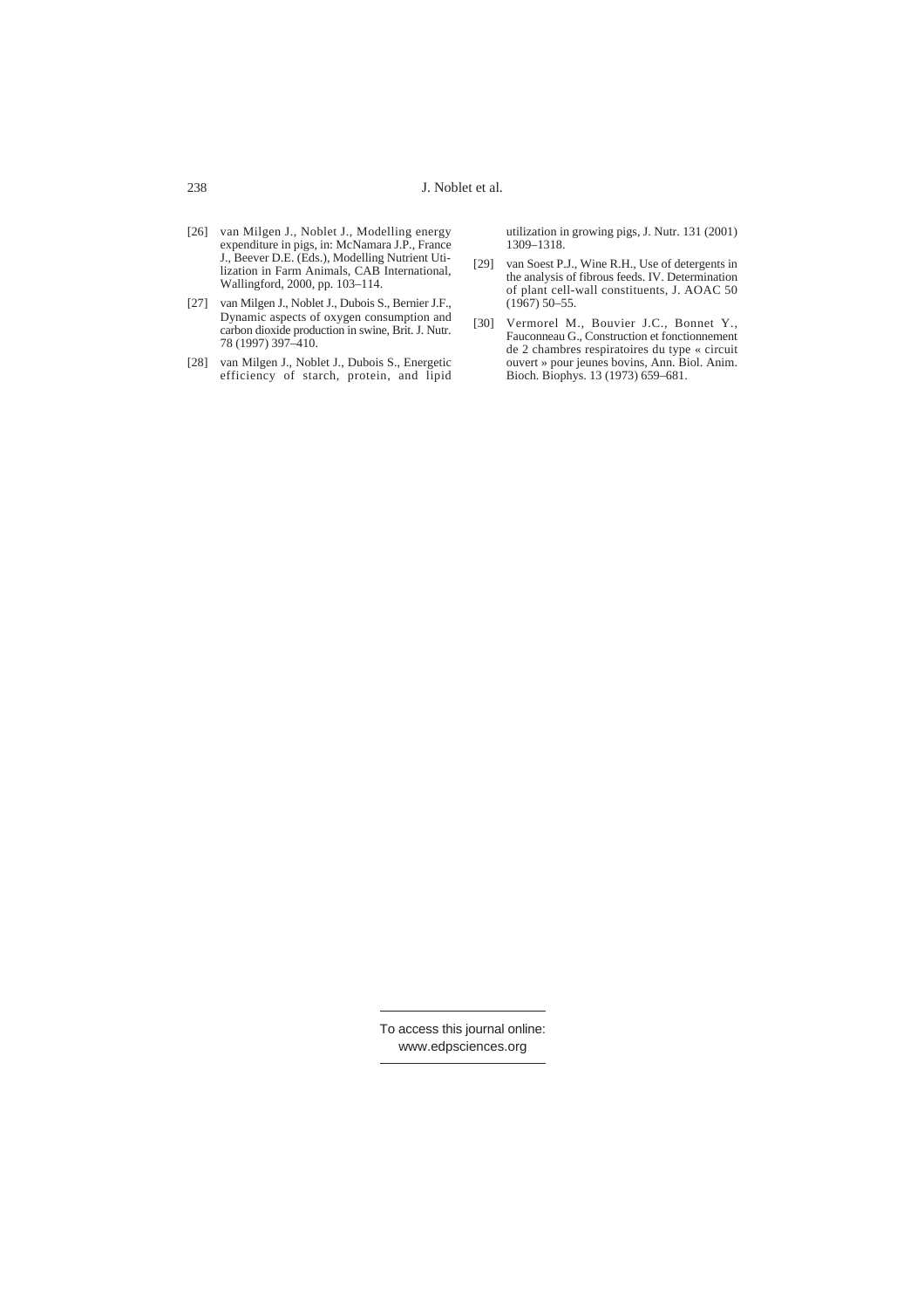[26] van Milgen J., Noblet J., Modelling energy expenditure in pigs, in: McNamara J.P., France J., Beever D.E. (Eds.), Modelling Nutrient Utilization in Farm Animals, CAB International, Wallingford, 2000, pp. 103–114.

[27] van Milgen J., Noblet J., Dubois S., Bernier J.F., Dynamic aspects of oxygen consumption and carbon dioxide production in swine, Brit. J. Nutr. 78 (1997) 397–410.

[28] van Milgen J., Noblet J., Dubois S., Energetic efficiency of starch, protein, and lipid utilization in growing pigs, J. Nutr. 131 (2001) 1309–1318.

[29] van Soest P.J., Wine R.H., Use of detergents in the analysis of fibrous feeds. IV. Determination of plant cell-wall constituents, J. AOAC 50 (1967) 50–55.

[30] Vermorel M., Bouvier J.C., Bonnet Y., Fauconneau G., Construction et fonctionnement de 2 chambres respiratoires du type « circuit ouvert » pour jeunes bovins, Ann. Biol. Anim. Bioch. Biophys. 13 (1973) 659–681.

To access this journal online:
www.edpsciences.org